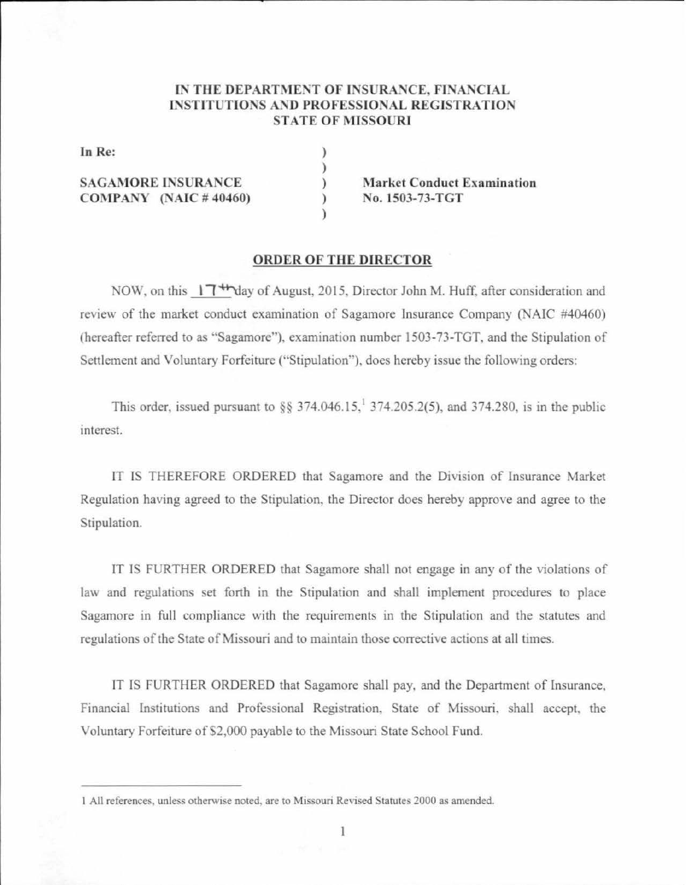**IN THE DEPARTMENT OF INSURANCE, FINANCIAL INSTITUTIONS AND PROFESSIONAL REGISTRATION STATE OF MISSOURI**

| | | |
|---|---|---|
| **In Re:** | ) | |
| | ) | |
| **SAGAMORE INSURANCE** | ) | **Market Conduct Examination** |
| **COMPANY (NAIC # 40460)** | ) | **No. 1503-73-TGT** |
| | ) | |

**ORDER OF THE DIRECTOR**

NOW, on this 17th day of August, 2015, Director John M. Huff, after consideration and review of the market conduct examination of Sagamore Insurance Company (NAIC #40460) (hereafter referred to as "Sagamore"), examination number 1503-73-TGT, and the Stipulation of Settlement and Voluntary Forfeiture ("Stipulation"), does hereby issue the following orders:

This order, issued pursuant to §§ 374.046.15,[1] 374.205.2(5), and 374.280, is in the public interest.

IT IS THEREFORE ORDERED that Sagamore and the Division of Insurance Market Regulation having agreed to the Stipulation, the Director does hereby approve and agree to the Stipulation.

IT IS FURTHER ORDERED that Sagamore shall not engage in any of the violations of law and regulations set forth in the Stipulation and shall implement procedures to place Sagamore in full compliance with the requirements in the Stipulation and the statutes and regulations of the State of Missouri and to maintain those corrective actions at all times.

IT IS FURTHER ORDERED that Sagamore shall pay, and the Department of Insurance, Financial Institutions and Professional Registration, State of Missouri, shall accept, the Voluntary Forfeiture of $2,000 payable to the Missouri State School Fund.

---

1 All references, unless otherwise noted, are to Missouri Revised Statutes 2000 as amended.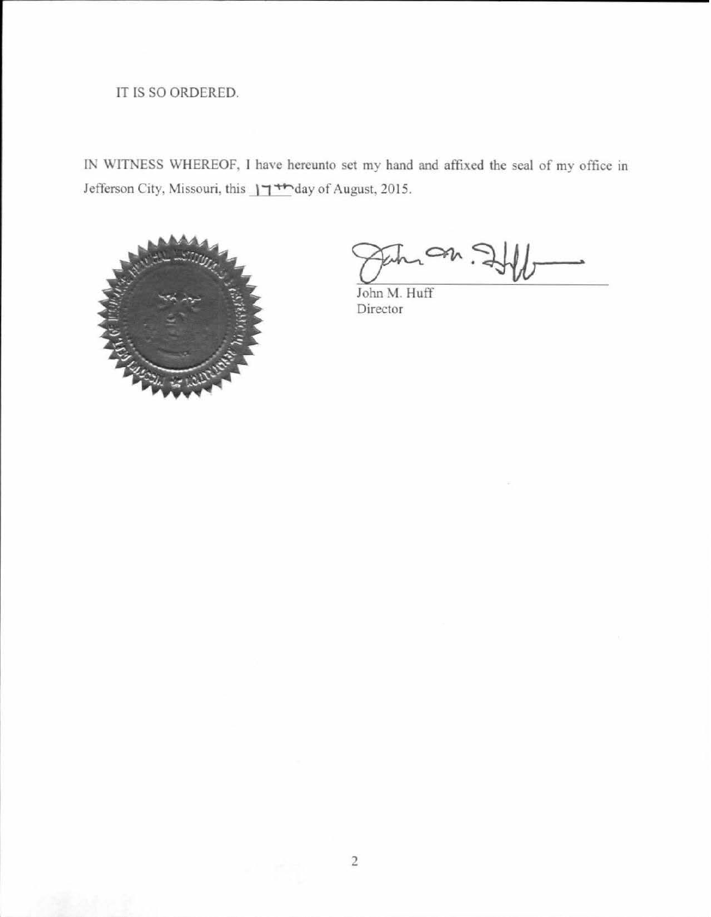IT IS SO ORDERED.

IN WITNESS WHEREOF, I have hereunto set my hand and affixed the seal of my office in Jefferson City, Missouri, this 17th day of August, 2015.

John M. Huff
Director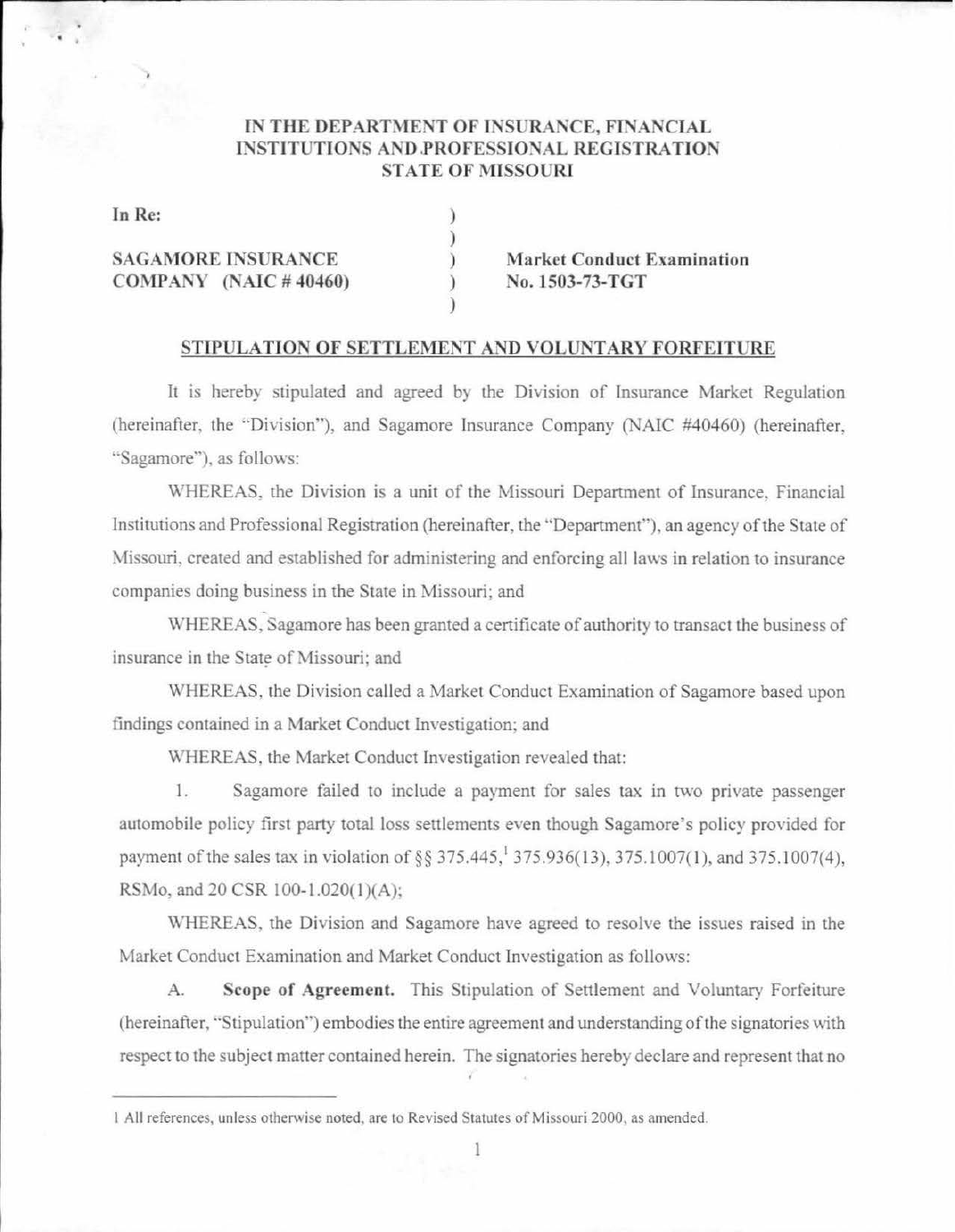**IN THE DEPARTMENT OF INSURANCE, FINANCIAL INSTITUTIONS AND PROFESSIONAL REGISTRATION STATE OF MISSOURI**

| | | |
|---|---|---|
| **In Re:** | ) | |
| | ) | |
| **SAGAMORE INSURANCE** | ) | **Market Conduct Examination** |
| **COMPANY (NAIC # 40460)** | ) | **No. 1503-73-TGT** |
| | ) | |

**STIPULATION OF SETTLEMENT AND VOLUNTARY FORFEITURE**

It is hereby stipulated and agreed by the Division of Insurance Market Regulation (hereinafter, the "Division"), and Sagamore Insurance Company (NAIC #40460) (hereinafter, "Sagamore"), as follows:

WHEREAS, the Division is a unit of the Missouri Department of Insurance, Financial Institutions and Professional Registration (hereinafter, the "Department"), an agency of the State of Missouri, created and established for administering and enforcing all laws in relation to insurance companies doing business in the State in Missouri; and

WHEREAS, Sagamore has been granted a certificate of authority to transact the business of insurance in the State of Missouri; and

WHEREAS, the Division called a Market Conduct Examination of Sagamore based upon findings contained in a Market Conduct Investigation; and

WHEREAS, the Market Conduct Investigation revealed that:

1. Sagamore failed to include a payment for sales tax in two private passenger automobile policy first party total loss settlements even though Sagamore's policy provided for payment of the sales tax in violation of §§ 375.445,[1] 375.936(13), 375.1007(1), and 375.1007(4), RSMo, and 20 CSR 100-1.020(1)(A);

WHEREAS, the Division and Sagamore have agreed to resolve the issues raised in the Market Conduct Examination and Market Conduct Investigation as follows:

A. **Scope of Agreement.** This Stipulation of Settlement and Voluntary Forfeiture (hereinafter, "Stipulation") embodies the entire agreement and understanding of the signatories with respect to the subject matter contained herein. The signatories hereby declare and represent that no

---

1 All references, unless otherwise noted, are to Revised Statutes of Missouri 2000, as amended.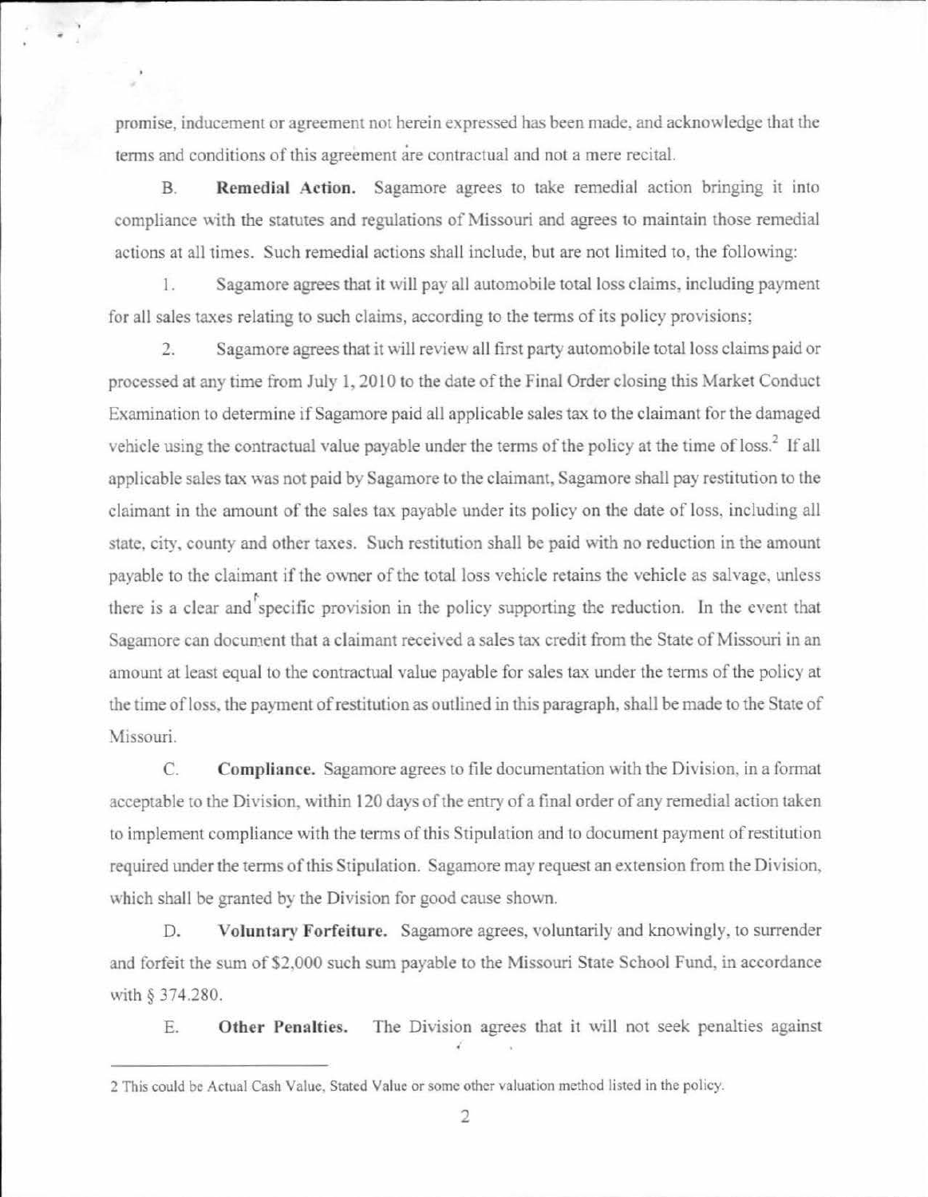promise, inducement or agreement not herein expressed has been made, and acknowledge that the terms and conditions of this agreement are contractual and not a mere recital.

B. **Remedial Action.** Sagamore agrees to take remedial action bringing it into compliance with the statutes and regulations of Missouri and agrees to maintain those remedial actions at all times. Such remedial actions shall include, but are not limited to, the following:

1. Sagamore agrees that it will pay all automobile total loss claims, including payment for all sales taxes relating to such claims, according to the terms of its policy provisions;

2. Sagamore agrees that it will review all first party automobile total loss claims paid or processed at any time from July 1, 2010 to the date of the Final Order closing this Market Conduct Examination to determine if Sagamore paid all applicable sales tax to the claimant for the damaged vehicle using the contractual value payable under the terms of the policy at the time of loss.[2] If all applicable sales tax was not paid by Sagamore to the claimant, Sagamore shall pay restitution to the claimant in the amount of the sales tax payable under its policy on the date of loss, including all state, city, county and other taxes. Such restitution shall be paid with no reduction in the amount payable to the claimant if the owner of the total loss vehicle retains the vehicle as salvage, unless there is a clear and specific provision in the policy supporting the reduction. In the event that Sagamore can document that a claimant received a sales tax credit from the State of Missouri in an amount at least equal to the contractual value payable for sales tax under the terms of the policy at the time of loss, the payment of restitution as outlined in this paragraph, shall be made to the State of Missouri.

C. **Compliance.** Sagamore agrees to file documentation with the Division, in a format acceptable to the Division, within 120 days of the entry of a final order of any remedial action taken to implement compliance with the terms of this Stipulation and to document payment of restitution required under the terms of this Stipulation. Sagamore may request an extension from the Division, which shall be granted by the Division for good cause shown.

D. **Voluntary Forfeiture.** Sagamore agrees, voluntarily and knowingly, to surrender and forfeit the sum of $2,000 such sum payable to the Missouri State School Fund, in accordance with § 374.280.

E. **Other Penalties.** The Division agrees that it will not seek penalties against

---

2 This could be Actual Cash Value, Stated Value or some other valuation method listed in the policy.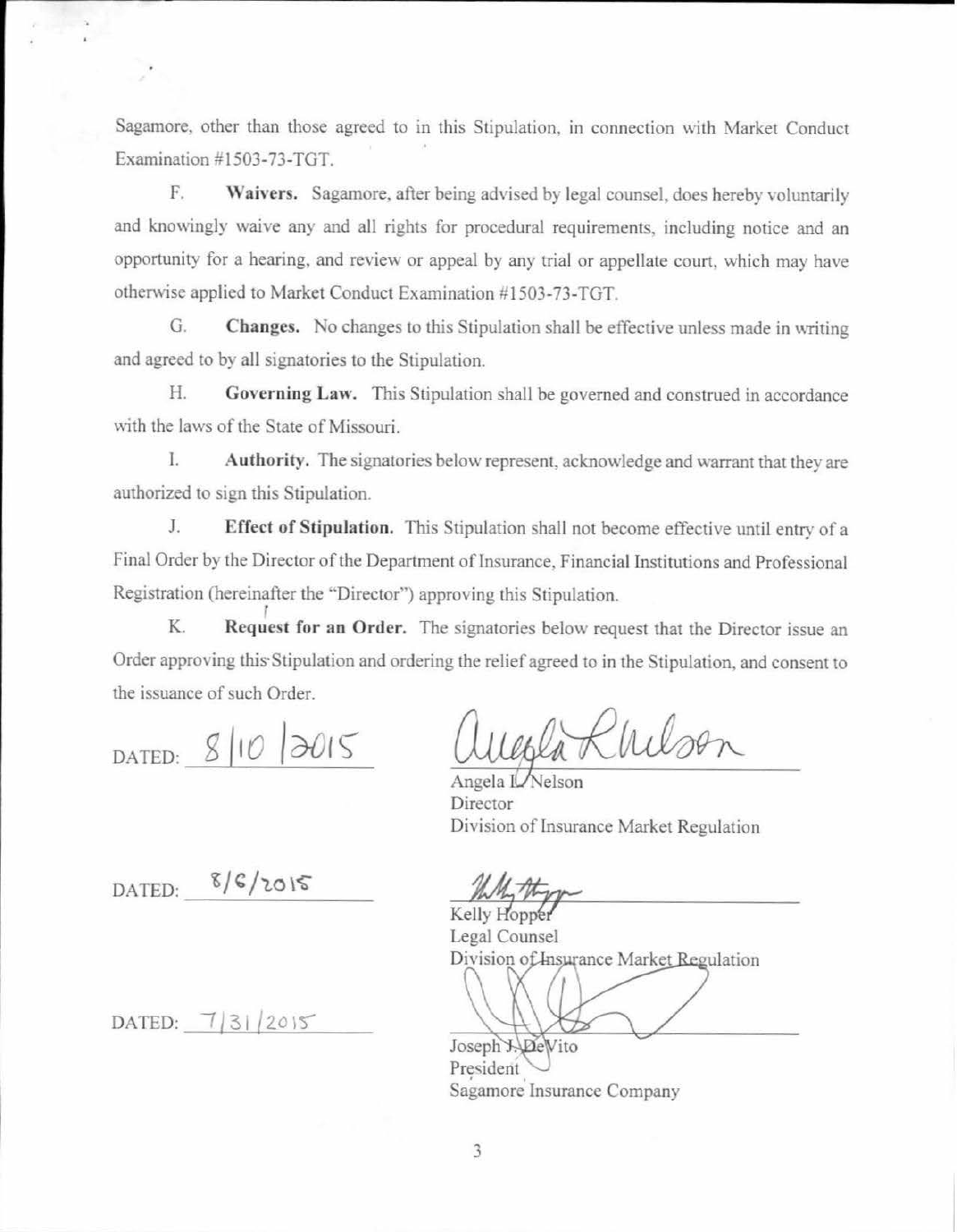Sagamore, other than those agreed to in this Stipulation, in connection with Market Conduct Examination #1503-73-TGT.

F. **Waivers.** Sagamore, after being advised by legal counsel, does hereby voluntarily and knowingly waive any and all rights for procedural requirements, including notice and an opportunity for a hearing, and review or appeal by any trial or appellate court, which may have otherwise applied to Market Conduct Examination #1503-73-TGT.

G. **Changes.** No changes to this Stipulation shall be effective unless made in writing and agreed to by all signatories to the Stipulation.

H. **Governing Law.** This Stipulation shall be governed and construed in accordance with the laws of the State of Missouri.

I. **Authority.** The signatories below represent, acknowledge and warrant that they are authorized to sign this Stipulation.

J. **Effect of Stipulation.** This Stipulation shall not become effective until entry of a Final Order by the Director of the Department of Insurance, Financial Institutions and Professional Registration (hereinafter the "Director") approving this Stipulation.

K. **Request for an Order.** The signatories below request that the Director issue an Order approving this Stipulation and ordering the relief agreed to in the Stipulation, and consent to the issuance of such Order.

DATED: 8/10/2015

Angela L. Nelson
Director
Division of Insurance Market Regulation

DATED: 8/6/2015

Kelly Hopper
Legal Counsel
Division of Insurance Market Regulation

DATED: 7/31/2015

Joseph J. DeVito
President
Sagamore Insurance Company